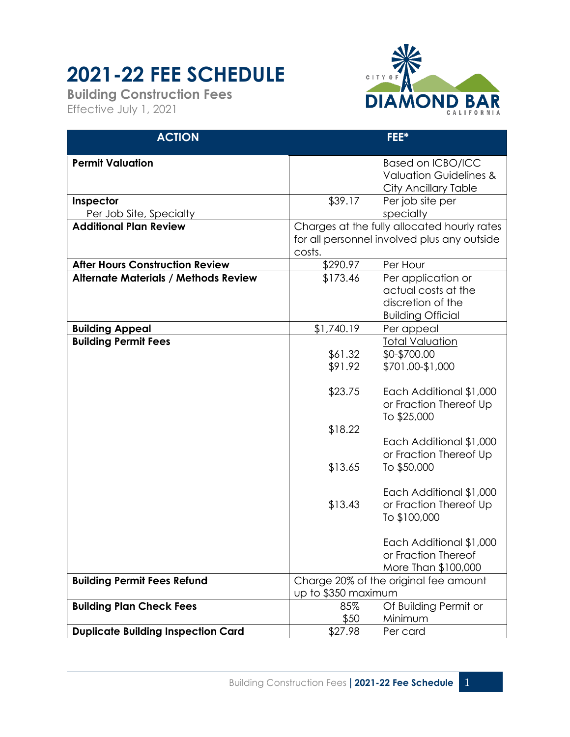# 2021-22 FEE SCHEDULE

**Building Construction Fees**

Effective July 1, 2021

| ACTION | FEE* | |
|---|---|---|
| **Permit Valuation** | | Based on ICBO/ICC Valuation Guidelines & City Ancillary Table |
| **Inspector**<br>Per Job Site, Specialty | $39.17 | Per job site per specialty |
| **Additional Plan Review** | Charges at the fully allocated hourly rates for all personnel involved plus any outside costs. | |
| **After Hours Construction Review** | $290.97 | Per Hour |
| **Alternate Materials / Methods Review** | $173.46 | Per application or actual costs at the discretion of the Building Official |
| **Building Appeal** | $1,740.19 | Per appeal |
| **Building Permit Fees** | | Total Valuation |
| | $61.32 | $0-$700.00 |
| | $91.92 | $701.00-$1,000 |
| | $23.75 | Each Additional $1,000 or Fraction Thereof Up To $25,000 |
| | $18.22 | Each Additional $1,000 or Fraction Thereof Up To $50,000 |
| | $13.65 | Each Additional $1,000 or Fraction Thereof Up To $100,000 |
| | $13.43 | Each Additional $1,000 or Fraction Thereof More Than $100,000 |
| **Building Permit Fees Refund** | Charge 20% of the original fee amount up to $350 maximum | |
| **Building Plan Check Fees** | 85%<br>$50 | Of Building Permit or<br>Minimum |
| **Duplicate Building Inspection Card** | $27.98 | Per card |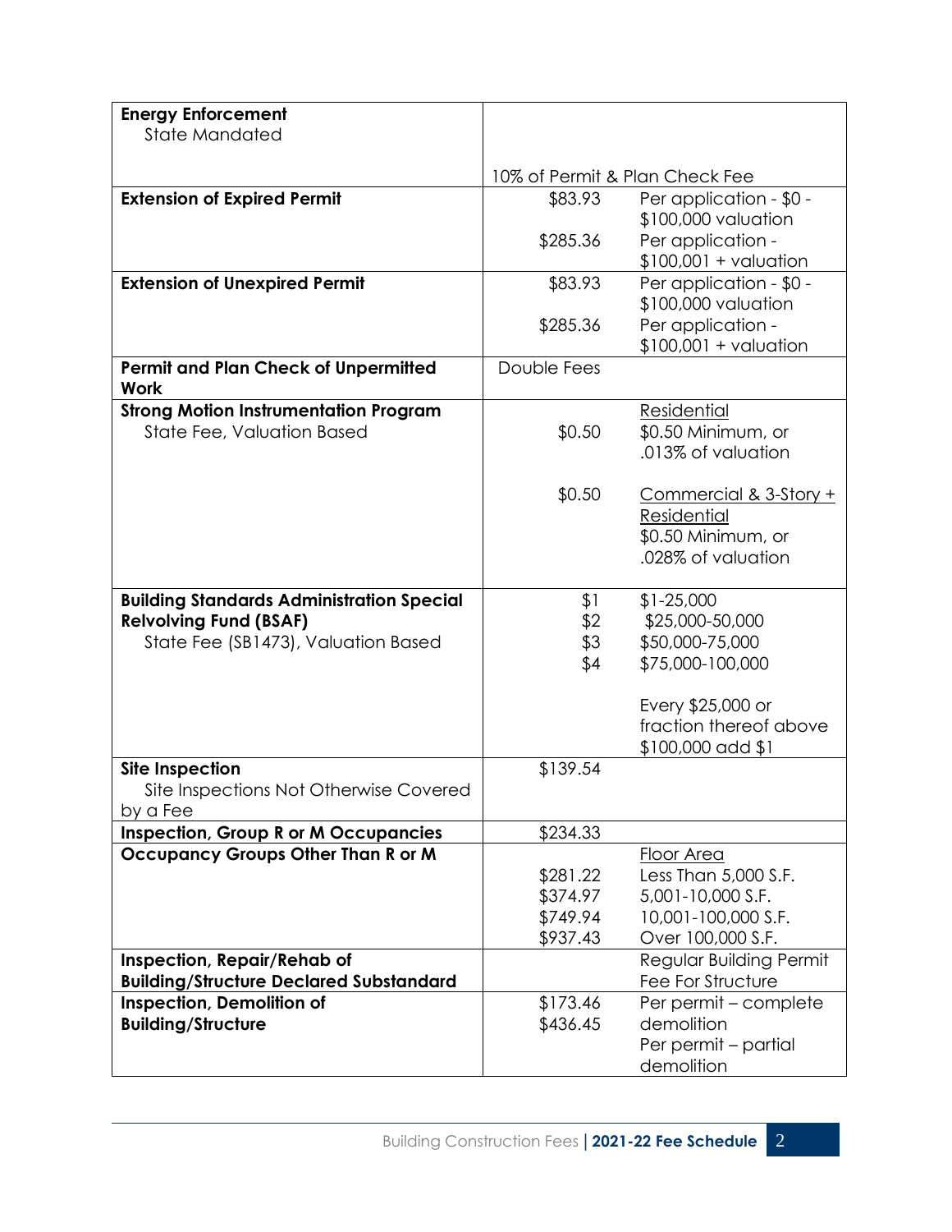| | | |
|---|---|---|
| **Energy Enforcement**<br>State Mandated | 10% of Permit & Plan Check Fee | |
| **Extension of Expired Permit** | \$83.93<br>\$285.36 | Per application - \$0 - \$100,000 valuation<br>Per application - \$100,001 + valuation |
| **Extension of Unexpired Permit** | \$83.93<br>\$285.36 | Per application - \$0 - \$100,000 valuation<br>Per application - \$100,001 + valuation |
| **Permit and Plan Check of Unpermitted Work** | Double Fees | |
| **Strong Motion Instrumentation Program**<br>State Fee, Valuation Based | \$0.50<br><br>\$0.50 | Residential<br>\$0.50 Minimum, or .013% of valuation<br><br>Commercial & 3-Story + Residential<br>\$0.50 Minimum, or .028% of valuation |
| **Building Standards Administration Special Relvolving Fund (BSAF)**<br>State Fee (SB1473), Valuation Based | \$1<br>\$2<br>\$3<br>\$4 | \$1-25,000<br>\$25,000-50,000<br>\$50,000-75,000<br>\$75,000-100,000<br><br>Every \$25,000 or fraction thereof above \$100,000 add \$1 |
| **Site Inspection**<br>Site Inspections Not Otherwise Covered by a Fee | \$139.54 | |
| **Inspection, Group R or M Occupancies** | \$234.33 | |
| **Occupancy Groups Other Than R or M** | <br>\$281.22<br>\$374.97<br>\$749.94<br>\$937.43 | Floor Area<br>Less Than 5,000 S.F.<br>5,001-10,000 S.F.<br>10,001-100,000 S.F.<br>Over 100,000 S.F. |
| **Inspection, Repair/Rehab of Building/Structure Declared Substandard** | | Regular Building Permit Fee For Structure |
| **Inspection, Demolition of Building/Structure** | \$173.46<br>\$436.45 | Per permit – complete demolition<br>Per permit – partial demolition |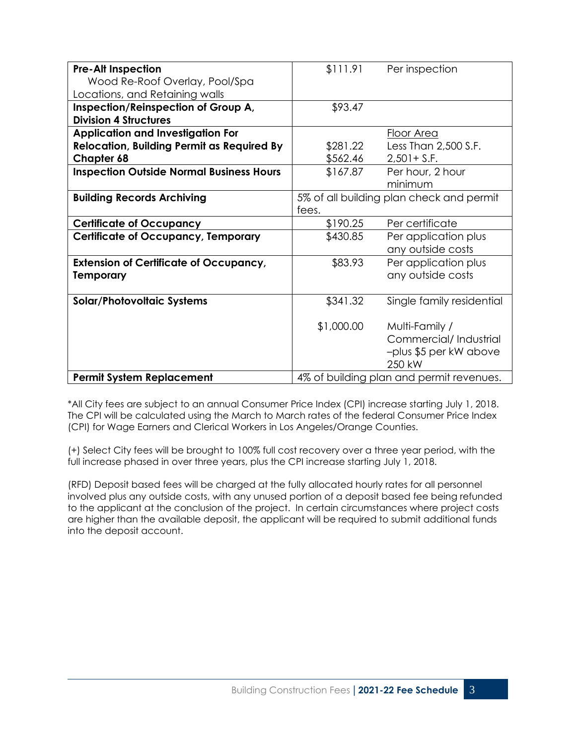| | | |
|---|---|---|
| **Pre-Alt Inspection** Wood Re-Roof Overlay, Pool/Spa Locations, and Retaining walls | $111.91 | Per inspection |
| **Inspection/Reinspection of Group A, Division 4 Structures** | $93.47 | |
| **Application and Investigation For Relocation, Building Permit as Required By Chapter 68** | $281.22<br>$562.46 | Floor Area<br>Less Than 2,500 S.F.<br>2,501+ S.F. |
| **Inspection Outside Normal Business Hours** | $167.87 | Per hour, 2 hour minimum |
| **Building Records Archiving** | 5% of all building plan check and permit fees. | |
| **Certificate of Occupancy** | $190.25 | Per certificate |
| **Certificate of Occupancy, Temporary** | $430.85 | Per application plus any outside costs |
| **Extension of Certificate of Occupancy, Temporary** | $83.93 | Per application plus any outside costs |
| **Solar/Photovoltaic Systems** | $341.32<br>$1,000.00 | Single family residential<br>Multi-Family / Commercial/ Industrial –plus $5 per kW above 250 kW |
| **Permit System Replacement** | 4% of building plan and permit revenues. | |

*All City fees are subject to an annual Consumer Price Index (CPI) increase starting July 1, 2018. The CPI will be calculated using the March to March rates of the federal Consumer Price Index (CPI) for Wage Earners and Clerical Workers in Los Angeles/Orange Counties.

(+) Select City fees will be brought to 100% full cost recovery over a three year period, with the full increase phased in over three years, plus the CPI increase starting July 1, 2018.

(RFD) Deposit based fees will be charged at the fully allocated hourly rates for all personnel involved plus any outside costs, with any unused portion of a deposit based fee being refunded to the applicant at the conclusion of the project. In certain circumstances where project costs are higher than the available deposit, the applicant will be required to submit additional funds into the deposit account.